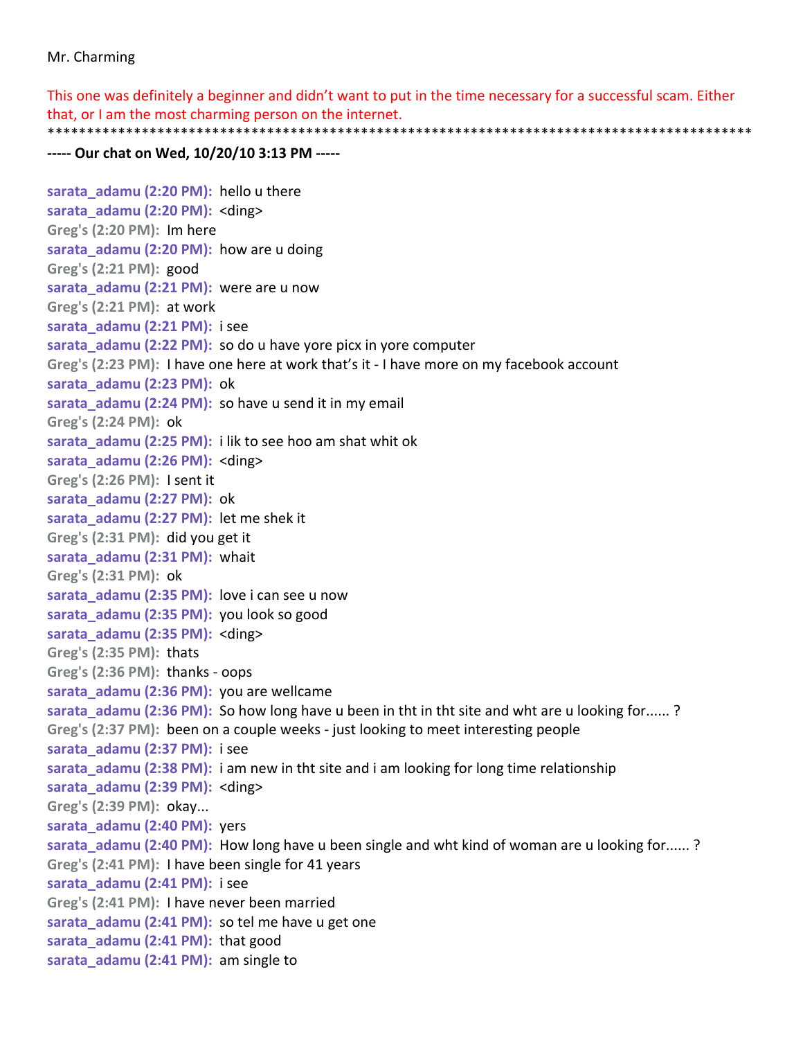Mr. Charming

This one was definitely a beginner and didn't want to put in the time necessary for a successful scam. Either that, or I am the most charming person on the internet.

*******************************************************************************************

**----- Our chat on Wed, 10/20/10 3:13 PM -----**

**sarata_adamu (2:20 PM):** hello u there
**sarata_adamu (2:20 PM):** <ding>
**Greg's (2:20 PM):** Im here
**sarata_adamu (2:20 PM):** how are u doing
**Greg's (2:21 PM):** good
**sarata_adamu (2:21 PM):** were are u now
**Greg's (2:21 PM):** at work
**sarata_adamu (2:21 PM):** i see
**sarata_adamu (2:22 PM):** so do u have yore picx in yore computer
**Greg's (2:23 PM):** I have one here at work that's it - I have more on my facebook account
**sarata_adamu (2:23 PM):** ok
**sarata_adamu (2:24 PM):** so have u send it in my email
**Greg's (2:24 PM):** ok
**sarata_adamu (2:25 PM):** i lik to see hoo am shat whit ok
**sarata_adamu (2:26 PM):** <ding>
**Greg's (2:26 PM):** I sent it
**sarata_adamu (2:27 PM):** ok
**sarata_adamu (2:27 PM):** let me shek it
**Greg's (2:31 PM):** did you get it
**sarata_adamu (2:31 PM):** whait
**Greg's (2:31 PM):** ok
**sarata_adamu (2:35 PM):** love i can see u now
**sarata_adamu (2:35 PM):** you look so good
**sarata_adamu (2:35 PM):** <ding>
**Greg's (2:35 PM):** thats
**Greg's (2:36 PM):** thanks - oops
**sarata_adamu (2:36 PM):** you are wellcame
**sarata_adamu (2:36 PM):** So how long have u been in tht in tht site and wht are u looking for...... ?
**Greg's (2:37 PM):** been on a couple weeks - just looking to meet interesting people
**sarata_adamu (2:37 PM):** i see
**sarata_adamu (2:38 PM):** i am new in tht site and i am looking for long time relationship
**sarata_adamu (2:39 PM):** <ding>
**Greg's (2:39 PM):** okay...
**sarata_adamu (2:40 PM):** yers
**sarata_adamu (2:40 PM):** How long have u been single and wht kind of woman are u looking for...... ?
**Greg's (2:41 PM):** I have been single for 41 years
**sarata_adamu (2:41 PM):** i see
**Greg's (2:41 PM):** I have never been married
**sarata_adamu (2:41 PM):** so tel me have u get one
**sarata_adamu (2:41 PM):** that good
**sarata_adamu (2:41 PM):** am single to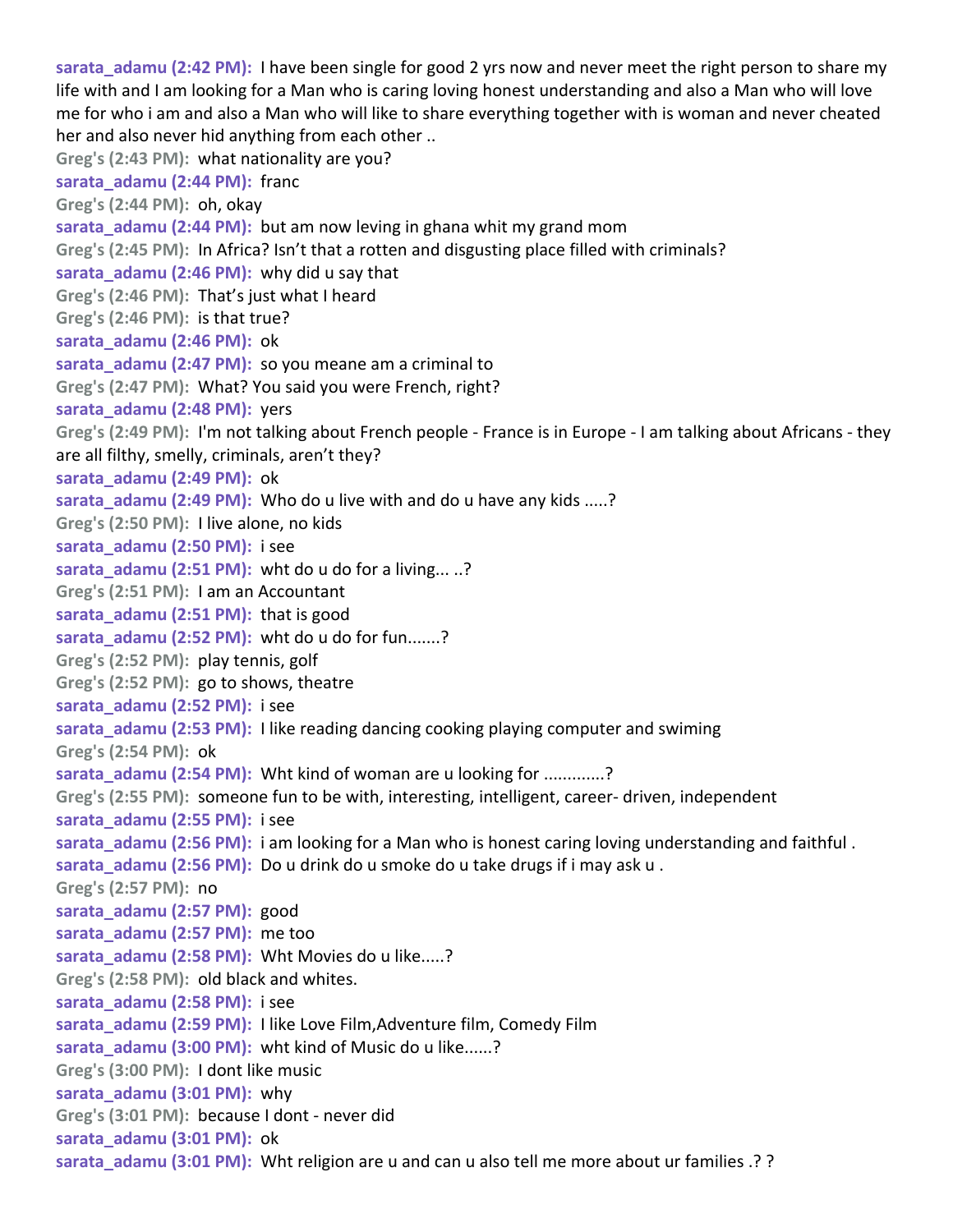**sarata_adamu (2:42 PM):** I have been single for good 2 yrs now and never meet the right person to share my life with and I am looking for a Man who is caring loving honest understanding and also a Man who will love me for who i am and also a Man who will like to share everything together with is woman and never cheated her and also never hid anything from each other ..

**Greg's (2:43 PM):** what nationality are you?

**sarata_adamu (2:44 PM):** franc

**Greg's (2:44 PM):** oh, okay

**sarata_adamu (2:44 PM):** but am now leving in ghana whit my grand mom

**Greg's (2:45 PM):** In Africa? Isn't that a rotten and disgusting place filled with criminals?

**sarata_adamu (2:46 PM):** why did u say that

**Greg's (2:46 PM):** That's just what I heard

**Greg's (2:46 PM):** is that true?

**sarata_adamu (2:46 PM):** ok

**sarata_adamu (2:47 PM):** so you meane am a criminal to

**Greg's (2:47 PM):** What? You said you were French, right?

**sarata_adamu (2:48 PM):** yers

**Greg's (2:49 PM):** I'm not talking about French people - France is in Europe - I am talking about Africans - they are all filthy, smelly, criminals, aren't they?

**sarata_adamu (2:49 PM):** ok

**sarata_adamu (2:49 PM):** Who do u live with and do u have any kids .....?

**Greg's (2:50 PM):** I live alone, no kids

**sarata_adamu (2:50 PM):** i see

**sarata_adamu (2:51 PM):** wht do u do for a living... ..?

**Greg's (2:51 PM):** I am an Accountant

**sarata_adamu (2:51 PM):** that is good

**sarata_adamu (2:52 PM):** wht do u do for fun.......?

**Greg's (2:52 PM):** play tennis, golf

**Greg's (2:52 PM):** go to shows, theatre

**sarata_adamu (2:52 PM):** i see

**sarata_adamu (2:53 PM):** I like reading dancing cooking playing computer and swiming

**Greg's (2:54 PM):** ok

**sarata_adamu (2:54 PM):** Wht kind of woman are u looking for ............?

**Greg's (2:55 PM):** someone fun to be with, interesting, intelligent, career- driven, independent

**sarata_adamu (2:55 PM):** i see

**sarata_adamu (2:56 PM):** i am looking for a Man who is honest caring loving understanding and faithful .

**sarata_adamu (2:56 PM):** Do u drink do u smoke do u take drugs if i may ask u .

**Greg's (2:57 PM):** no

**sarata_adamu (2:57 PM):** good

**sarata_adamu (2:57 PM):** me too

**sarata_adamu (2:58 PM):** Wht Movies do u like.....?

**Greg's (2:58 PM):** old black and whites.

**sarata_adamu (2:58 PM):** i see

**sarata_adamu (2:59 PM):** I like Love Film,Adventure film, Comedy Film

**sarata_adamu (3:00 PM):** wht kind of Music do u like......?

**Greg's (3:00 PM):** I dont like music

**sarata_adamu (3:01 PM):** why

**Greg's (3:01 PM):** because I dont - never did

**sarata_adamu (3:01 PM):** ok

**sarata_adamu (3:01 PM):** Wht religion are u and can u also tell me more about ur families .? ?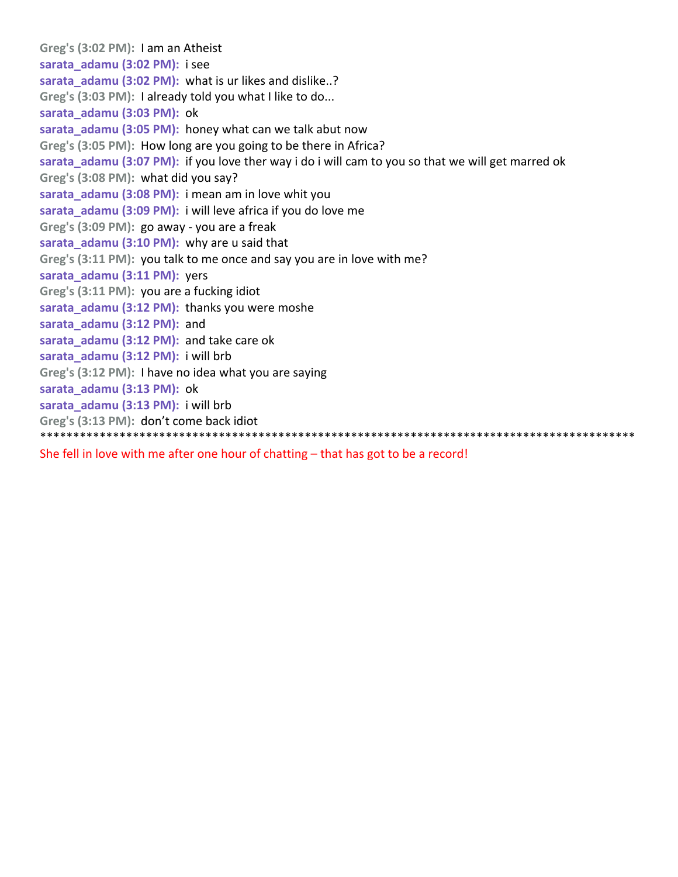**Greg's (3:02 PM):** I am an Atheist
**sarata_adamu (3:02 PM):** i see
**sarata_adamu (3:02 PM):** what is ur likes and dislike..?
**Greg's (3:03 PM):** I already told you what I like to do...
**sarata_adamu (3:03 PM):** ok
**sarata_adamu (3:05 PM):** honey what can we talk abut now
**Greg's (3:05 PM):** How long are you going to be there in Africa?
**sarata_adamu (3:07 PM):** if you love ther way i do i will cam to you so that we will get marred ok
**Greg's (3:08 PM):** what did you say?
**sarata_adamu (3:08 PM):** i mean am in love whit you
**sarata_adamu (3:09 PM):** i will leve africa if you do love me
**Greg's (3:09 PM):** go away - you are a freak
**sarata_adamu (3:10 PM):** why are u said that
**Greg's (3:11 PM):** you talk to me once and say you are in love with me?
**sarata_adamu (3:11 PM):** yers
**Greg's (3:11 PM):** you are a fucking idiot
**sarata_adamu (3:12 PM):** thanks you were moshe
**sarata_adamu (3:12 PM):** and
**sarata_adamu (3:12 PM):** and take care ok
**sarata_adamu (3:12 PM):** i will brb
**Greg's (3:12 PM):** I have no idea what you are saying
**sarata_adamu (3:13 PM):** ok
**sarata_adamu (3:13 PM):** i will brb
**Greg's (3:13 PM):** don't come back idiot

*******************************************************************************************

She fell in love with me after one hour of chatting – that has got to be a record!